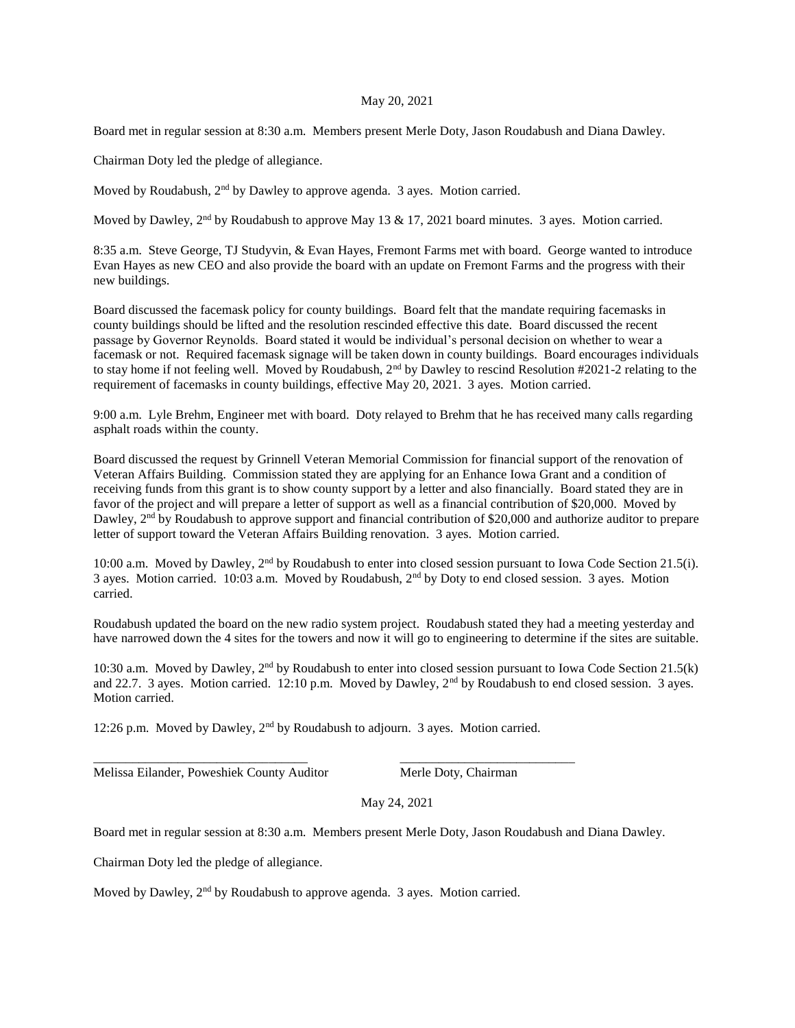May 20, 2021

Board met in regular session at 8:30 a.m. Members present Merle Doty, Jason Roudabush and Diana Dawley.

Chairman Doty led the pledge of allegiance.

Moved by Roudabush, 2nd by Dawley to approve agenda. 3 ayes. Motion carried.

Moved by Dawley, 2nd by Roudabush to approve May 13 & 17, 2021 board minutes. 3 ayes. Motion carried.

8:35 a.m. Steve George, TJ Studyvin, & Evan Hayes, Fremont Farms met with board. George wanted to introduce Evan Hayes as new CEO and also provide the board with an update on Fremont Farms and the progress with their new buildings.

Board discussed the facemask policy for county buildings. Board felt that the mandate requiring facemasks in county buildings should be lifted and the resolution rescinded effective this date. Board discussed the recent passage by Governor Reynolds. Board stated it would be individual's personal decision on whether to wear a facemask or not. Required facemask signage will be taken down in county buildings. Board encourages individuals to stay home if not feeling well. Moved by Roudabush, 2nd by Dawley to rescind Resolution #2021-2 relating to the requirement of facemasks in county buildings, effective May 20, 2021. 3 ayes. Motion carried.

9:00 a.m. Lyle Brehm, Engineer met with board. Doty relayed to Brehm that he has received many calls regarding asphalt roads within the county.

Board discussed the request by Grinnell Veteran Memorial Commission for financial support of the renovation of Veteran Affairs Building. Commission stated they are applying for an Enhance Iowa Grant and a condition of receiving funds from this grant is to show county support by a letter and also financially. Board stated they are in favor of the project and will prepare a letter of support as well as a financial contribution of $20,000. Moved by Dawley, 2nd by Roudabush to approve support and financial contribution of $20,000 and authorize auditor to prepare letter of support toward the Veteran Affairs Building renovation. 3 ayes. Motion carried.

10:00 a.m. Moved by Dawley, 2nd by Roudabush to enter into closed session pursuant to Iowa Code Section 21.5(i). 3 ayes. Motion carried. 10:03 a.m. Moved by Roudabush, 2nd by Doty to end closed session. 3 ayes. Motion carried.

Roudabush updated the board on the new radio system project. Roudabush stated they had a meeting yesterday and have narrowed down the 4 sites for the towers and now it will go to engineering to determine if the sites are suitable.

10:30 a.m. Moved by Dawley, 2nd by Roudabush to enter into closed session pursuant to Iowa Code Section 21.5(k) and 22.7. 3 ayes. Motion carried. 12:10 p.m. Moved by Dawley, 2nd by Roudabush to end closed session. 3 ayes. Motion carried.

12:26 p.m. Moved by Dawley, 2nd by Roudabush to adjourn. 3 ayes. Motion carried.

\_\_\_\_\_\_\_\_\_\_\_\_\_\_\_\_\_\_\_\_\_\_\_\_\_\_\_\_\_\_\_\_ \_\_\_\_\_\_\_\_\_\_\_\_\_\_\_\_\_\_\_\_\_\_\_\_\_\_\_\_

Melissa Eilander, Poweshiek County Auditor Merle Doty, Chairman

May 24, 2021

Board met in regular session at 8:30 a.m. Members present Merle Doty, Jason Roudabush and Diana Dawley.

Chairman Doty led the pledge of allegiance.

Moved by Dawley, 2nd by Roudabush to approve agenda. 3 ayes. Motion carried.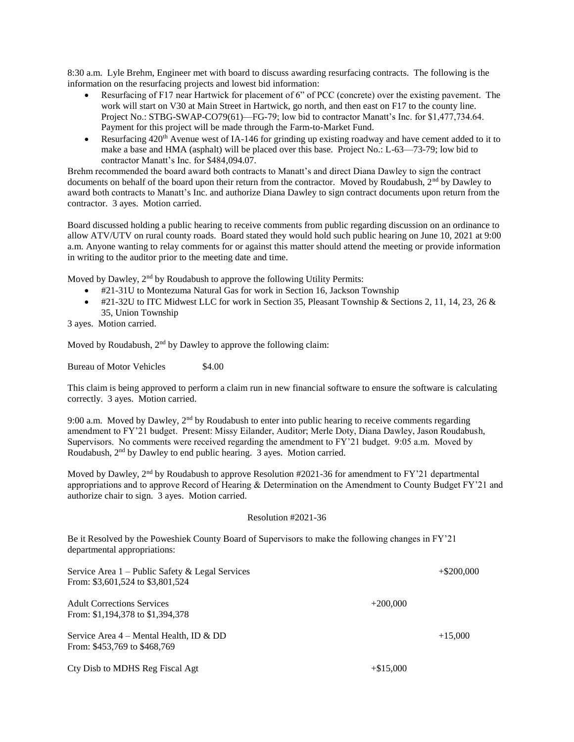8:30 a.m. Lyle Brehm, Engineer met with board to discuss awarding resurfacing contracts. The following is the information on the resurfacing projects and lowest bid information:

- Resurfacing of F17 near Hartwick for placement of 6" of PCC (concrete) over the existing pavement. The work will start on V30 at Main Street in Hartwick, go north, and then east on F17 to the county line. Project No.: STBG-SWAP-CO79(61)—FG-79; low bid to contractor Manatt's Inc. for $1,477,734.64. Payment for this project will be made through the Farm-to-Market Fund.
- Resurfacing 420th Avenue west of IA-146 for grinding up existing roadway and have cement added to it to make a base and HMA (asphalt) will be placed over this base. Project No.: L-63—73-79; low bid to contractor Manatt's Inc. for $484,094.07.

Brehm recommended the board award both contracts to Manatt's and direct Diana Dawley to sign the contract documents on behalf of the board upon their return from the contractor. Moved by Roudabush, 2nd by Dawley to award both contracts to Manatt's Inc. and authorize Diana Dawley to sign contract documents upon return from the contractor. 3 ayes. Motion carried.

Board discussed holding a public hearing to receive comments from public regarding discussion on an ordinance to allow ATV/UTV on rural county roads. Board stated they would hold such public hearing on June 10, 2021 at 9:00 a.m. Anyone wanting to relay comments for or against this matter should attend the meeting or provide information in writing to the auditor prior to the meeting date and time.

Moved by Dawley, 2nd by Roudabush to approve the following Utility Permits:

- #21-31U to Montezuma Natural Gas for work in Section 16, Jackson Township
- #21-32U to ITC Midwest LLC for work in Section 35, Pleasant Township & Sections 2, 11, 14, 23, 26 & 35, Union Township

3 ayes. Motion carried.

Moved by Roudabush, 2nd by Dawley to approve the following claim:

Bureau of Motor Vehicles $4.00

This claim is being approved to perform a claim run in new financial software to ensure the software is calculating correctly. 3 ayes. Motion carried.

9:00 a.m. Moved by Dawley, 2nd by Roudabush to enter into public hearing to receive comments regarding amendment to FY'21 budget. Present: Missy Eilander, Auditor; Merle Doty, Diana Dawley, Jason Roudabush, Supervisors. No comments were received regarding the amendment to FY'21 budget. 9:05 a.m. Moved by Roudabush, 2nd by Dawley to end public hearing. 3 ayes. Motion carried.

Moved by Dawley, 2nd by Roudabush to approve Resolution #2021-36 for amendment to FY'21 departmental appropriations and to approve Record of Hearing & Determination on the Amendment to County Budget FY'21 and authorize chair to sign. 3 ayes. Motion carried.

Resolution #2021-36

Be it Resolved by the Poweshiek County Board of Supervisors to make the following changes in FY'21 departmental appropriations:

| | | |
|---|---|---|
| Service Area 1 – Public Safety & Legal Services<br>From: $3,601,524 to $3,801,524 | | +$200,000 |
| Adult Corrections Services<br>From: $1,194,378 to $1,394,378 | +200,000 | |
| Service Area 4 – Mental Health, ID & DD<br>From: $453,769 to $468,769 | | +15,000 |
| Cty Disb to MDHS Reg Fiscal Agt | +$15,000 | |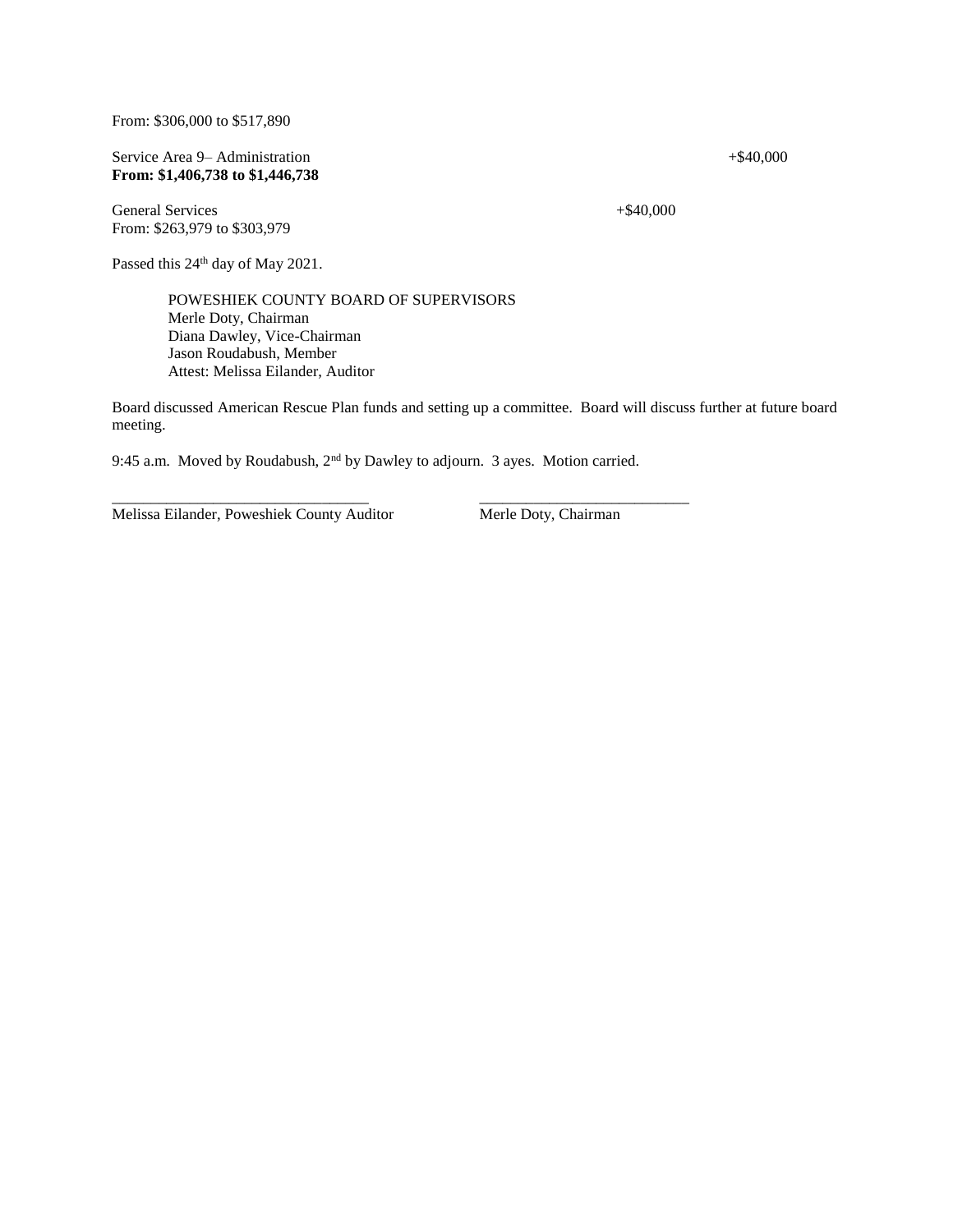From: $306,000 to $517,890

Service Area 9– Administration +$40,000
**From: $1,406,738 to $1,446,738**

General Services +$40,000
From: $263,979 to $303,979

Passed this 24th day of May 2021.

POWESHIEK COUNTY BOARD OF SUPERVISORS
Merle Doty, Chairman
Diana Dawley, Vice-Chairman
Jason Roudabush, Member
Attest: Melissa Eilander, Auditor

Board discussed American Rescue Plan funds and setting up a committee. Board will discuss further at future board meeting.

9:45 a.m. Moved by Roudabush, 2nd by Dawley to adjourn. 3 ayes. Motion carried.

________________________________ ___________________________
Melissa Eilander, Poweshiek County Auditor Merle Doty, Chairman